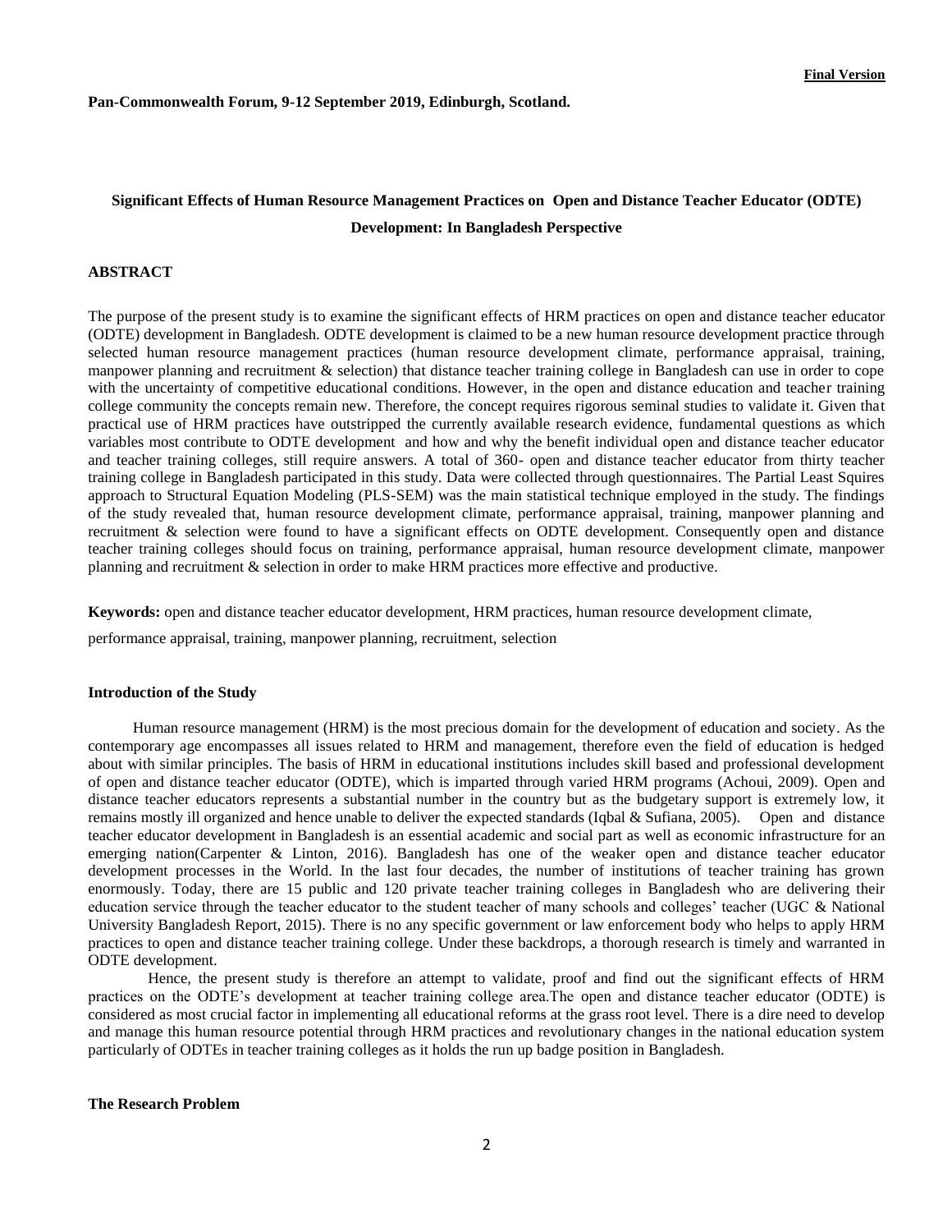**Final Version**

**Pan-Commonwealth Forum, 9-12 September 2019, Edinburgh, Scotland.**

# Significant Effects of Human Resource Management Practices on Open and Distance Teacher Educator (ODTE) Development: In Bangladesh Perspective

## ABSTRACT

The purpose of the present study is to examine the significant effects of HRM practices on open and distance teacher educator (ODTE) development in Bangladesh. ODTE development is claimed to be a new human resource development practice through selected human resource management practices (human resource development climate, performance appraisal, training, manpower planning and recruitment & selection) that distance teacher training college in Bangladesh can use in order to cope with the uncertainty of competitive educational conditions. However, in the open and distance education and teacher training college community the concepts remain new. Therefore, the concept requires rigorous seminal studies to validate it. Given that practical use of HRM practices have outstripped the currently available research evidence, fundamental questions as which variables most contribute to ODTE development and how and why the benefit individual open and distance teacher educator and teacher training colleges, still require answers. A total of 360- open and distance teacher educator from thirty teacher training college in Bangladesh participated in this study. Data were collected through questionnaires. The Partial Least Squires approach to Structural Equation Modeling (PLS-SEM) was the main statistical technique employed in the study. The findings of the study revealed that, human resource development climate, performance appraisal, training, manpower planning and recruitment & selection were found to have a significant effects on ODTE development. Consequently open and distance teacher training colleges should focus on training, performance appraisal, human resource development climate, manpower planning and recruitment & selection in order to make HRM practices more effective and productive.

**Keywords:** open and distance teacher educator development, HRM practices, human resource development climate, performance appraisal, training, manpower planning, recruitment, selection

## Introduction of the Study

Human resource management (HRM) is the most precious domain for the development of education and society. As the contemporary age encompasses all issues related to HRM and management, therefore even the field of education is hedged about with similar principles. The basis of HRM in educational institutions includes skill based and professional development of open and distance teacher educator (ODTE), which is imparted through varied HRM programs (Achoui, 2009). Open and distance teacher educators represents a substantial number in the country but as the budgetary support is extremely low, it remains mostly ill organized and hence unable to deliver the expected standards (Iqbal & Sufiana, 2005). Open and distance teacher educator development in Bangladesh is an essential academic and social part as well as economic infrastructure for an emerging nation(Carpenter & Linton, 2016). Bangladesh has one of the weaker open and distance teacher educator development processes in the World. In the last four decades, the number of institutions of teacher training has grown enormously. Today, there are 15 public and 120 private teacher training colleges in Bangladesh who are delivering their education service through the teacher educator to the student teacher of many schools and colleges' teacher (UGC & National University Bangladesh Report, 2015). There is no any specific government or law enforcement body who helps to apply HRM practices to open and distance teacher training college. Under these backdrops, a thorough research is timely and warranted in ODTE development.

Hence, the present study is therefore an attempt to validate, proof and find out the significant effects of HRM practices on the ODTE's development at teacher training college area.The open and distance teacher educator (ODTE) is considered as most crucial factor in implementing all educational reforms at the grass root level. There is a dire need to develop and manage this human resource potential through HRM practices and revolutionary changes in the national education system particularly of ODTEs in teacher training colleges as it holds the run up badge position in Bangladesh.

## The Research Problem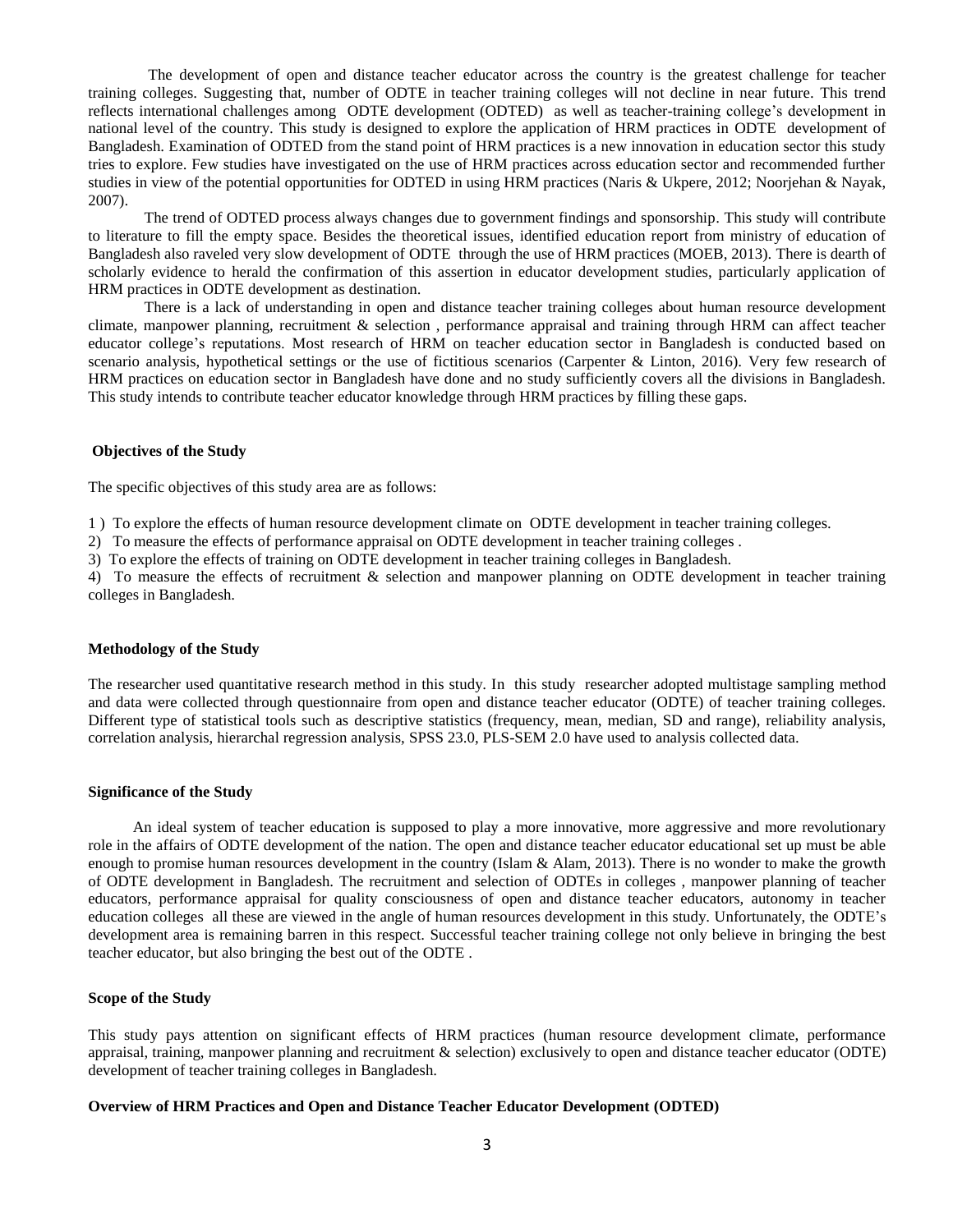The development of open and distance teacher educator across the country is the greatest challenge for teacher training colleges. Suggesting that, number of ODTE in teacher training colleges will not decline in near future. This trend reflects international challenges among ODTE development (ODTED) as well as teacher-training college's development in national level of the country. This study is designed to explore the application of HRM practices in ODTE development of Bangladesh. Examination of ODTED from the stand point of HRM practices is a new innovation in education sector this study tries to explore. Few studies have investigated on the use of HRM practices across education sector and recommended further studies in view of the potential opportunities for ODTED in using HRM practices (Naris & Ukpere, 2012; Noorjehan & Nayak, 2007).

The trend of ODTED process always changes due to government findings and sponsorship. This study will contribute to literature to fill the empty space. Besides the theoretical issues, identified education report from ministry of education of Bangladesh also raveled very slow development of ODTE through the use of HRM practices (MOEB, 2013). There is dearth of scholarly evidence to herald the confirmation of this assertion in educator development studies, particularly application of HRM practices in ODTE development as destination.

There is a lack of understanding in open and distance teacher training colleges about human resource development climate, manpower planning, recruitment & selection , performance appraisal and training through HRM can affect teacher educator college's reputations. Most research of HRM on teacher education sector in Bangladesh is conducted based on scenario analysis, hypothetical settings or the use of fictitious scenarios (Carpenter & Linton, 2016). Very few research of HRM practices on education sector in Bangladesh have done and no study sufficiently covers all the divisions in Bangladesh. This study intends to contribute teacher educator knowledge through HRM practices by filling these gaps.

### Objectives of the Study

The specific objectives of this study area are as follows:

1 ) To explore the effects of human resource development climate on ODTE development in teacher training colleges.

2) To measure the effects of performance appraisal on ODTE development in teacher training colleges .

3) To explore the effects of training on ODTE development in teacher training colleges in Bangladesh.

4) To measure the effects of recruitment & selection and manpower planning on ODTE development in teacher training colleges in Bangladesh.

### Methodology of the Study

The researcher used quantitative research method in this study. In this study researcher adopted multistage sampling method and data were collected through questionnaire from open and distance teacher educator (ODTE) of teacher training colleges. Different type of statistical tools such as descriptive statistics (frequency, mean, median, SD and range), reliability analysis, correlation analysis, hierarchal regression analysis, SPSS 23.0, PLS-SEM 2.0 have used to analysis collected data.

### Significance of the Study

An ideal system of teacher education is supposed to play a more innovative, more aggressive and more revolutionary role in the affairs of ODTE development of the nation. The open and distance teacher educator educational set up must be able enough to promise human resources development in the country (Islam & Alam, 2013). There is no wonder to make the growth of ODTE development in Bangladesh. The recruitment and selection of ODTEs in colleges , manpower planning of teacher educators, performance appraisal for quality consciousness of open and distance teacher educators, autonomy in teacher education colleges all these are viewed in the angle of human resources development in this study. Unfortunately, the ODTE's development area is remaining barren in this respect. Successful teacher training college not only believe in bringing the best teacher educator, but also bringing the best out of the ODTE .

### Scope of the Study

This study pays attention on significant effects of HRM practices (human resource development climate, performance appraisal, training, manpower planning and recruitment & selection) exclusively to open and distance teacher educator (ODTE) development of teacher training colleges in Bangladesh.

### Overview of HRM Practices and Open and Distance Teacher Educator Development (ODTED)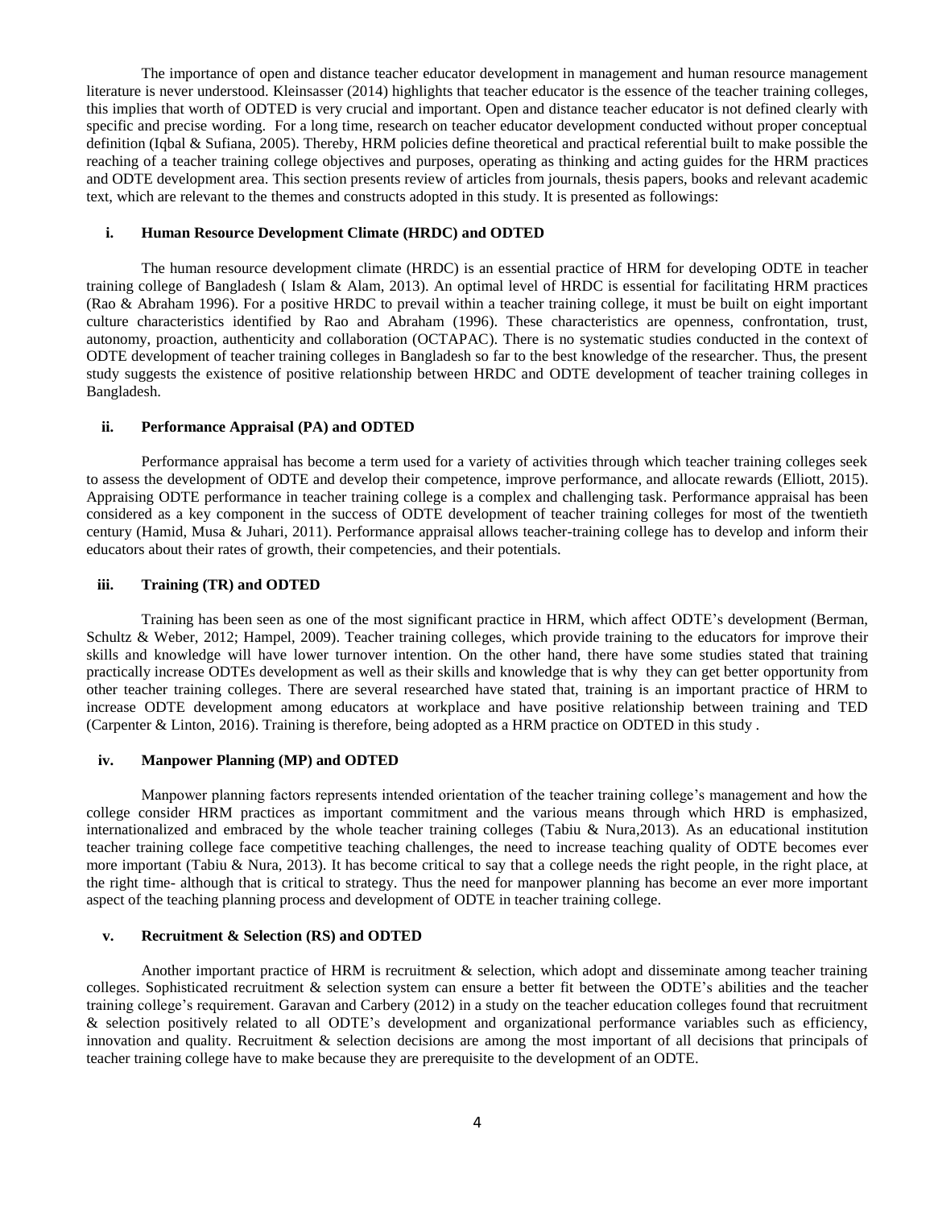The importance of open and distance teacher educator development in management and human resource management literature is never understood. Kleinsasser (2014) highlights that teacher educator is the essence of the teacher training colleges, this implies that worth of ODTED is very crucial and important. Open and distance teacher educator is not defined clearly with specific and precise wording. For a long time, research on teacher educator development conducted without proper conceptual definition (Iqbal & Sufiana, 2005). Thereby, HRM policies define theoretical and practical referential built to make possible the reaching of a teacher training college objectives and purposes, operating as thinking and acting guides for the HRM practices and ODTE development area. This section presents review of articles from journals, thesis papers, books and relevant academic text, which are relevant to the themes and constructs adopted in this study. It is presented as followings:

### i. Human Resource Development Climate (HRDC) and ODTED

The human resource development climate (HRDC) is an essential practice of HRM for developing ODTE in teacher training college of Bangladesh ( Islam & Alam, 2013). An optimal level of HRDC is essential for facilitating HRM practices (Rao & Abraham 1996). For a positive HRDC to prevail within a teacher training college, it must be built on eight important culture characteristics identified by Rao and Abraham (1996). These characteristics are openness, confrontation, trust, autonomy, proaction, authenticity and collaboration (OCTAPAC). There is no systematic studies conducted in the context of ODTE development of teacher training colleges in Bangladesh so far to the best knowledge of the researcher. Thus, the present study suggests the existence of positive relationship between HRDC and ODTE development of teacher training colleges in Bangladesh.

### ii. Performance Appraisal (PA) and ODTED

Performance appraisal has become a term used for a variety of activities through which teacher training colleges seek to assess the development of ODTE and develop their competence, improve performance, and allocate rewards (Elliott, 2015). Appraising ODTE performance in teacher training college is a complex and challenging task. Performance appraisal has been considered as a key component in the success of ODTE development of teacher training colleges for most of the twentieth century (Hamid, Musa & Juhari, 2011). Performance appraisal allows teacher-training college has to develop and inform their educators about their rates of growth, their competencies, and their potentials.

### iii. Training (TR) and ODTED

Training has been seen as one of the most significant practice in HRM, which affect ODTE's development (Berman, Schultz & Weber, 2012; Hampel, 2009). Teacher training colleges, which provide training to the educators for improve their skills and knowledge will have lower turnover intention. On the other hand, there have some studies stated that training practically increase ODTEs development as well as their skills and knowledge that is why they can get better opportunity from other teacher training colleges. There are several researched have stated that, training is an important practice of HRM to increase ODTE development among educators at workplace and have positive relationship between training and TED (Carpenter & Linton, 2016). Training is therefore, being adopted as a HRM practice on ODTED in this study .

### iv. Manpower Planning (MP) and ODTED

Manpower planning factors represents intended orientation of the teacher training college's management and how the college consider HRM practices as important commitment and the various means through which HRD is emphasized, internationalized and embraced by the whole teacher training colleges (Tabiu & Nura,2013). As an educational institution teacher training college face competitive teaching challenges, the need to increase teaching quality of ODTE becomes ever more important (Tabiu & Nura, 2013). It has become critical to say that a college needs the right people, in the right place, at the right time- although that is critical to strategy. Thus the need for manpower planning has become an ever more important aspect of the teaching planning process and development of ODTE in teacher training college.

### v. Recruitment & Selection (RS) and ODTED

Another important practice of HRM is recruitment & selection, which adopt and disseminate among teacher training colleges. Sophisticated recruitment & selection system can ensure a better fit between the ODTE's abilities and the teacher training college's requirement. Garavan and Carbery (2012) in a study on the teacher education colleges found that recruitment & selection positively related to all ODTE's development and organizational performance variables such as efficiency, innovation and quality. Recruitment & selection decisions are among the most important of all decisions that principals of teacher training college have to make because they are prerequisite to the development of an ODTE.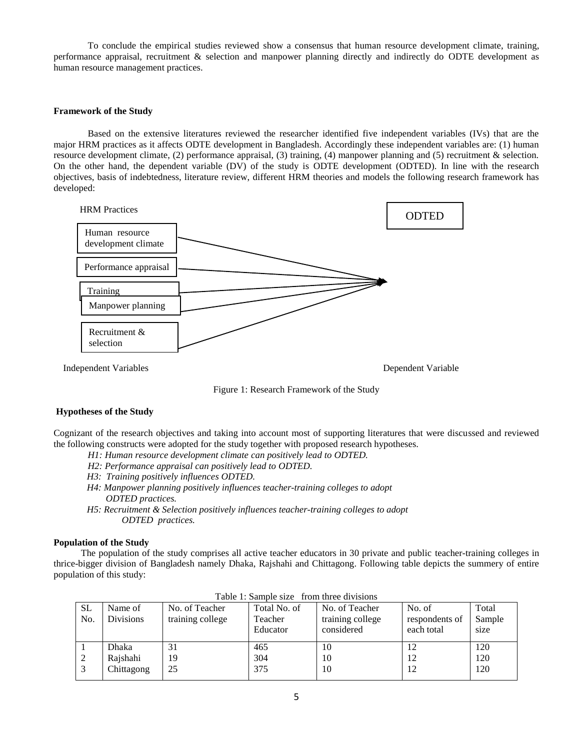To conclude the empirical studies reviewed show a consensus that human resource development climate, training, performance appraisal, recruitment & selection and manpower planning directly and indirectly do ODTE development as human resource management practices.

**Framework of the Study**

Based on the extensive literatures reviewed the researcher identified five independent variables (IVs) that are the major HRM practices as it affects ODTE development in Bangladesh. Accordingly these independent variables are: (1) human resource development climate, (2) performance appraisal, (3) training, (4) manpower planning and (5) recruitment & selection. On the other hand, the dependent variable (DV) of the study is ODTE development (ODTED). In line with the research objectives, basis of indebtedness, literature review, different HRM theories and models the following research framework has developed:

HRM Practices

- Human resource development climate
- Performance appraisal
- Training
- Manpower planning
- Recruitment & selection

→ ODTED

Independent Variables — Dependent Variable

Figure 1: Research Framework of the Study

**Hypotheses of the Study**

Cognizant of the research objectives and taking into account most of supporting literatures that were discussed and reviewed the following constructs were adopted for the study together with proposed research hypotheses.

*H1: Human resource development climate can positively lead to ODTED.*

*H2: Performance appraisal can positively lead to ODTED.*

*H3: Training positively influences ODTED.*

*H4: Manpower planning positively influences teacher-training colleges to adopt ODTED practices.*

*H5: Recruitment & Selection positively influences teacher-training colleges to adopt ODTED practices.*

**Population of the Study**

The population of the study comprises all active teacher educators in 30 private and public teacher-training colleges in thrice-bigger division of Bangladesh namely Dhaka, Rajshahi and Chittagong. Following table depicts the summery of entire population of this study:

Table 1: Sample size from three divisions

| SL No. | Name of Divisions | No. of Teacher training college | Total No. of Teacher Educator | No. of Teacher training college considered | No. of respondents of each total | Total Sample size |
|---|---|---|---|---|---|---|
| 1 | Dhaka | 31 | 465 | 10 | 12 | 120 |
| 2 | Rajshahi | 19 | 304 | 10 | 12 | 120 |
| 3 | Chittagong | 25 | 375 | 10 | 12 | 120 |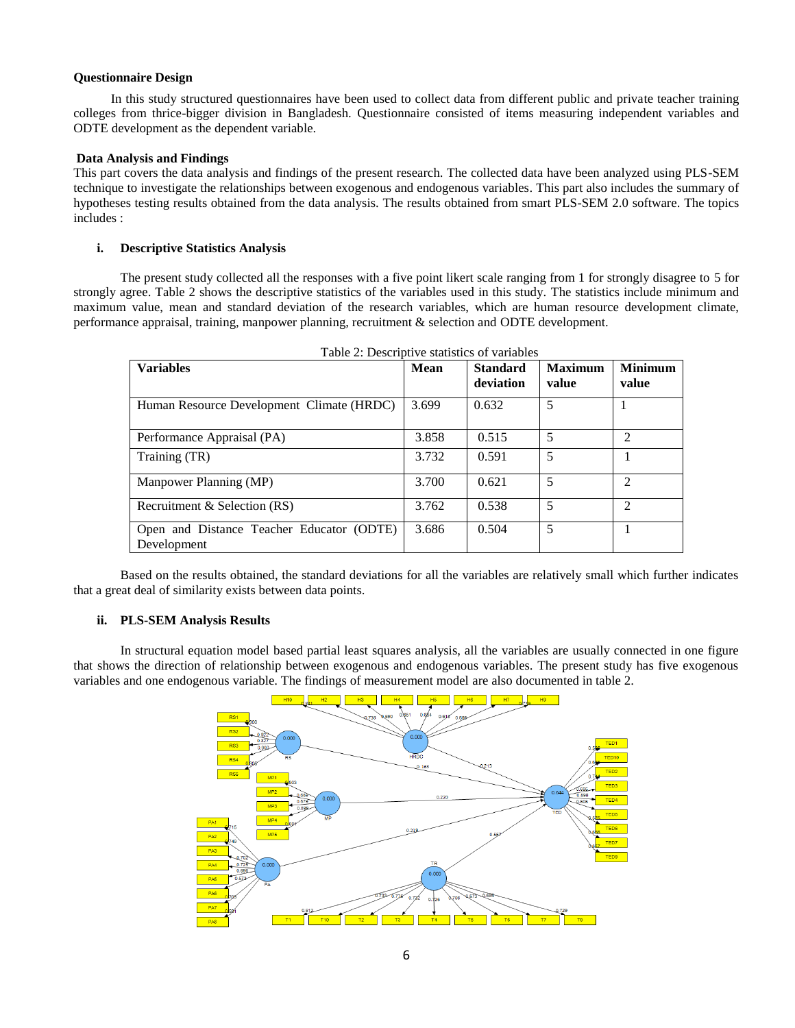**Questionnaire Design**

In this study structured questionnaires have been used to collect data from different public and private teacher training colleges from thrice-bigger division in Bangladesh. Questionnaire consisted of items measuring independent variables and ODTE development as the dependent variable.

**Data Analysis and Findings**

This part covers the data analysis and findings of the present research. The collected data have been analyzed using PLS-SEM technique to investigate the relationships between exogenous and endogenous variables. This part also includes the summary of hypotheses testing results obtained from the data analysis. The results obtained from smart PLS-SEM 2.0 software. The topics includes :

**i. Descriptive Statistics Analysis**

The present study collected all the responses with a five point likert scale ranging from 1 for strongly disagree to 5 for strongly agree. Table 2 shows the descriptive statistics of the variables used in this study. The statistics include minimum and maximum value, mean and standard deviation of the research variables, which are human resource development climate, performance appraisal, training, manpower planning, recruitment & selection and ODTE development.

Table 2: Descriptive statistics of variables

| Variables | Mean | Standard deviation | Maximum value | Minimum value |
|---|---|---|---|---|
| Human Resource Development Climate (HRDC) | 3.699 | 0.632 | 5 | 1 |
| Performance Appraisal (PA) | 3.858 | 0.515 | 5 | 2 |
| Training (TR) | 3.732 | 0.591 | 5 | 1 |
| Manpower Planning (MP) | 3.700 | 0.621 | 5 | 2 |
| Recruitment & Selection (RS) | 3.762 | 0.538 | 5 | 2 |
| Open and Distance Teacher Educator (ODTE) Development | 3.686 | 0.504 | 5 | 1 |

Based on the results obtained, the standard deviations for all the variables are relatively small which further indicates that a great deal of similarity exists between data points.

**ii. PLS-SEM Analysis Results**

In structural equation model based partial least squares analysis, all the variables are usually connected in one figure that shows the direction of relationship between exogenous and endogenous variables. The present study has five exogenous variables and one endogenous variable. The findings of measurement model are also documented in table 2.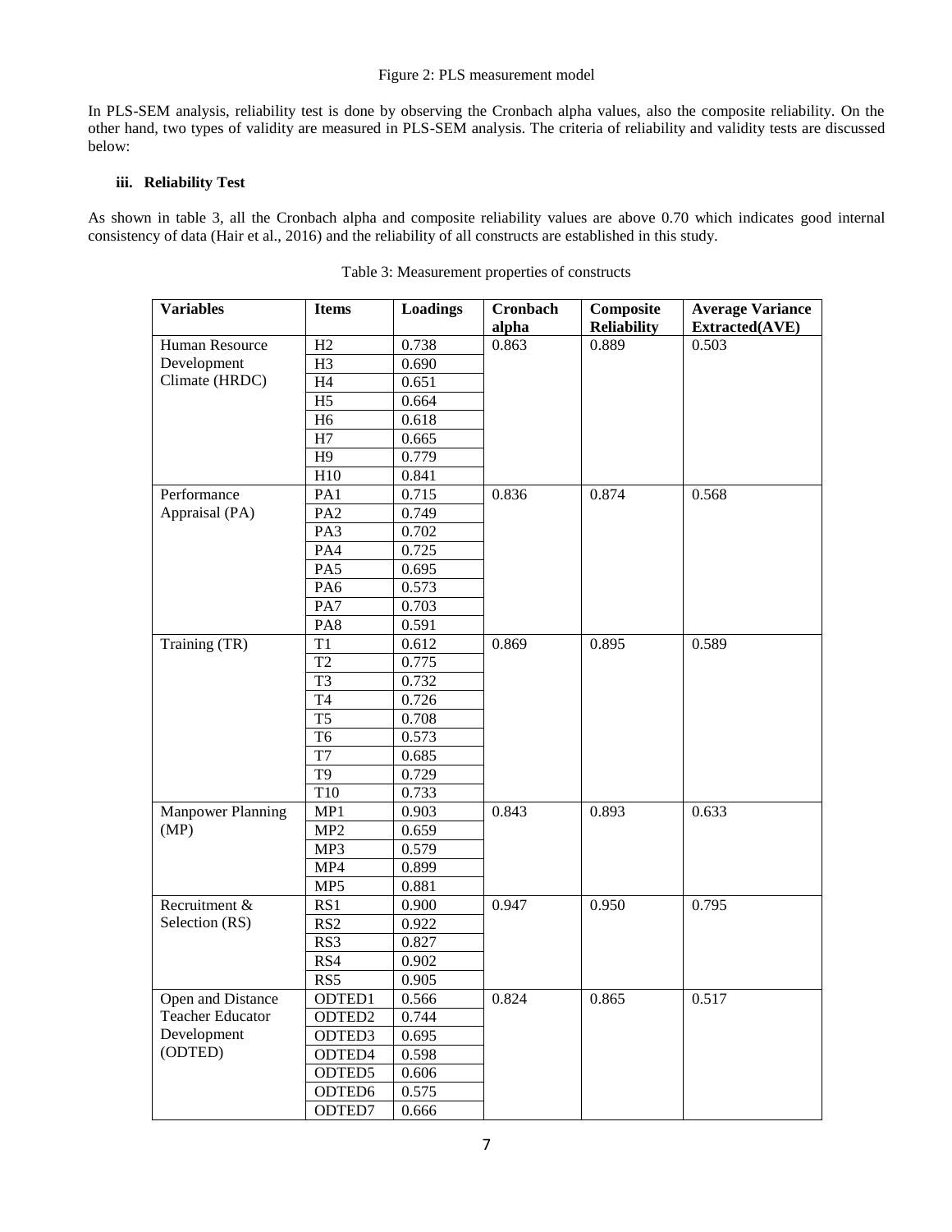Figure 2: PLS measurement model

In PLS-SEM analysis, reliability test is done by observing the Cronbach alpha values, also the composite reliability. On the other hand, two types of validity are measured in PLS-SEM analysis. The criteria of reliability and validity tests are discussed below:

### iii. Reliability Test

As shown in table 3, all the Cronbach alpha and composite reliability values are above 0.70 which indicates good internal consistency of data (Hair et al., 2016) and the reliability of all constructs are established in this study.

Table 3: Measurement properties of constructs

| Variables | Items | Loadings | Cronbach alpha | Composite Reliability | Average Variance Extracted(AVE) |
|---|---|---|---|---|---|
| Human Resource Development Climate (HRDC) | H2 | 0.738 | 0.863 | 0.889 | 0.503 |
| | H3 | 0.690 | | | |
| | H4 | 0.651 | | | |
| | H5 | 0.664 | | | |
| | H6 | 0.618 | | | |
| | H7 | 0.665 | | | |
| | H9 | 0.779 | | | |
| | H10 | 0.841 | | | |
| Performance Appraisal (PA) | PA1 | 0.715 | 0.836 | 0.874 | 0.568 |
| | PA2 | 0.749 | | | |
| | PA3 | 0.702 | | | |
| | PA4 | 0.725 | | | |
| | PA5 | 0.695 | | | |
| | PA6 | 0.573 | | | |
| | PA7 | 0.703 | | | |
| | PA8 | 0.591 | | | |
| Training (TR) | T1 | 0.612 | 0.869 | 0.895 | 0.589 |
| | T2 | 0.775 | | | |
| | T3 | 0.732 | | | |
| | T4 | 0.726 | | | |
| | T5 | 0.708 | | | |
| | T6 | 0.573 | | | |
| | T7 | 0.685 | | | |
| | T9 | 0.729 | | | |
| | T10 | 0.733 | | | |
| Manpower Planning (MP) | MP1 | 0.903 | 0.843 | 0.893 | 0.633 |
| | MP2 | 0.659 | | | |
| | MP3 | 0.579 | | | |
| | MP4 | 0.899 | | | |
| | MP5 | 0.881 | | | |
| Recruitment & Selection (RS) | RS1 | 0.900 | 0.947 | 0.950 | 0.795 |
| | RS2 | 0.922 | | | |
| | RS3 | 0.827 | | | |
| | RS4 | 0.902 | | | |
| | RS5 | 0.905 | | | |
| Open and Distance Teacher Educator Development (ODTED) | ODTED1 | 0.566 | 0.824 | 0.865 | 0.517 |
| | ODTED2 | 0.744 | | | |
| | ODTED3 | 0.695 | | | |
| | ODTED4 | 0.598 | | | |
| | ODTED5 | 0.606 | | | |
| | ODTED6 | 0.575 | | | |
| | ODTED7 | 0.666 | | | |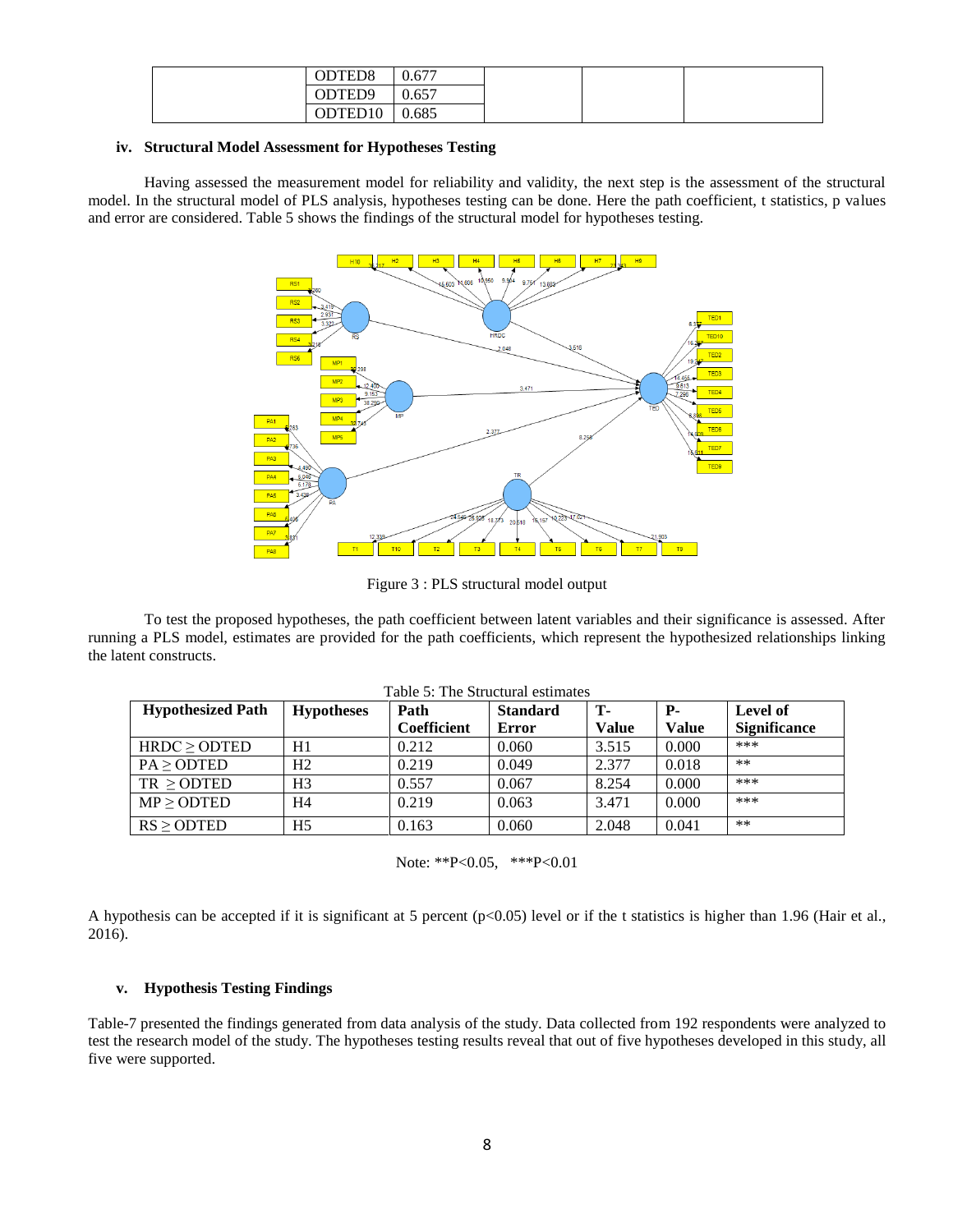| | ODTED8 | 0.677 | | | |
|---|---|---|---|---|---|
| | ODTED9 | 0.657 | | | |
| | ODTED10 | 0.685 | | | |

### iv. Structural Model Assessment for Hypotheses Testing

Having assessed the measurement model for reliability and validity, the next step is the assessment of the structural model. In the structural model of PLS analysis, hypotheses testing can be done. Here the path coefficient, t statistics, p values and error are considered. Table 5 shows the findings of the structural model for hypotheses testing.

Figure 3 : PLS structural model output

To test the proposed hypotheses, the path coefficient between latent variables and their significance is assessed. After running a PLS model, estimates are provided for the path coefficients, which represent the hypothesized relationships linking the latent constructs.

Table 5: The Structural estimates

| Hypothesized Path | Hypotheses | Path Coefficient | Standard Error | T-Value | P-Value | Level of Significance |
|---|---|---|---|---|---|---|
| HRDC ≥ ODTED | H1 | 0.212 | 0.060 | 3.515 | 0.000 | *** |
| PA ≥ ODTED | H2 | 0.219 | 0.049 | 2.377 | 0.018 | ** |
| TR ≥ ODTED | H3 | 0.557 | 0.067 | 8.254 | 0.000 | *** |
| MP ≥ ODTED | H4 | 0.219 | 0.063 | 3.471 | 0.000 | *** |
| RS ≥ ODTED | H5 | 0.163 | 0.060 | 2.048 | 0.041 | ** |

Note: **P<0.05, ***P<0.01

A hypothesis can be accepted if it is significant at 5 percent ($p<0.05$) level or if the t statistics is higher than 1.96 (Hair et al., 2016).

### v. Hypothesis Testing Findings

Table-7 presented the findings generated from data analysis of the study. Data collected from 192 respondents were analyzed to test the research model of the study. The hypotheses testing results reveal that out of five hypotheses developed in this study, all five were supported.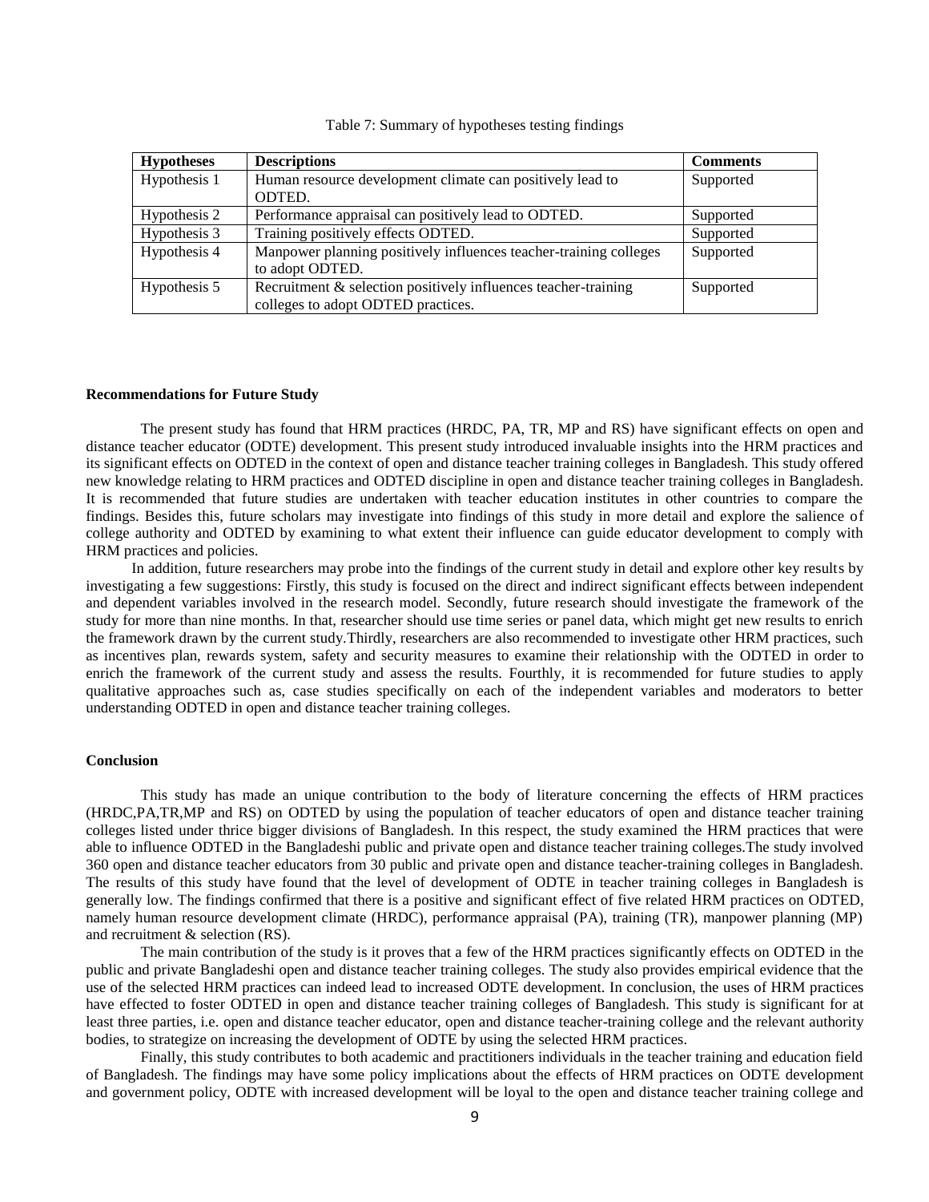Table 7: Summary of hypotheses testing findings

| Hypotheses | Descriptions | Comments |
|---|---|---|
| Hypothesis 1 | Human resource development climate can positively lead to ODTED. | Supported |
| Hypothesis 2 | Performance appraisal can positively lead to ODTED. | Supported |
| Hypothesis 3 | Training positively effects ODTED. | Supported |
| Hypothesis 4 | Manpower planning positively influences teacher-training colleges to adopt ODTED. | Supported |
| Hypothesis 5 | Recruitment & selection positively influences teacher-training colleges to adopt ODTED practices. | Supported |

**Recommendations for Future Study**

The present study has found that HRM practices (HRDC, PA, TR, MP and RS) have significant effects on open and distance teacher educator (ODTE) development. This present study introduced invaluable insights into the HRM practices and its significant effects on ODTED in the context of open and distance teacher training colleges in Bangladesh. This study offered new knowledge relating to HRM practices and ODTED discipline in open and distance teacher training colleges in Bangladesh. It is recommended that future studies are undertaken with teacher education institutes in other countries to compare the findings. Besides this, future scholars may investigate into findings of this study in more detail and explore the salience of college authority and ODTED by examining to what extent their influence can guide educator development to comply with HRM practices and policies.

In addition, future researchers may probe into the findings of the current study in detail and explore other key results by investigating a few suggestions: Firstly, this study is focused on the direct and indirect significant effects between independent and dependent variables involved in the research model. Secondly, future research should investigate the framework of the study for more than nine months. In that, researcher should use time series or panel data, which might get new results to enrich the framework drawn by the current study.Thirdly, researchers are also recommended to investigate other HRM practices, such as incentives plan, rewards system, safety and security measures to examine their relationship with the ODTED in order to enrich the framework of the current study and assess the results. Fourthly, it is recommended for future studies to apply qualitative approaches such as, case studies specifically on each of the independent variables and moderators to better understanding ODTED in open and distance teacher training colleges.

**Conclusion**

This study has made an unique contribution to the body of literature concerning the effects of HRM practices (HRDC,PA,TR,MP and RS) on ODTED by using the population of teacher educators of open and distance teacher training colleges listed under thrice bigger divisions of Bangladesh. In this respect, the study examined the HRM practices that were able to influence ODTED in the Bangladeshi public and private open and distance teacher training colleges.The study involved 360 open and distance teacher educators from 30 public and private open and distance teacher-training colleges in Bangladesh. The results of this study have found that the level of development of ODTE in teacher training colleges in Bangladesh is generally low. The findings confirmed that there is a positive and significant effect of five related HRM practices on ODTED, namely human resource development climate (HRDC), performance appraisal (PA), training (TR), manpower planning (MP) and recruitment & selection (RS).

The main contribution of the study is it proves that a few of the HRM practices significantly effects on ODTED in the public and private Bangladeshi open and distance teacher training colleges. The study also provides empirical evidence that the use of the selected HRM practices can indeed lead to increased ODTE development. In conclusion, the uses of HRM practices have effected to foster ODTED in open and distance teacher training colleges of Bangladesh. This study is significant for at least three parties, i.e. open and distance teacher educator, open and distance teacher-training college and the relevant authority bodies, to strategize on increasing the development of ODTE by using the selected HRM practices.

Finally, this study contributes to both academic and practitioners individuals in the teacher training and education field of Bangladesh. The findings may have some policy implications about the effects of HRM practices on ODTE development and government policy, ODTE with increased development will be loyal to the open and distance teacher training college and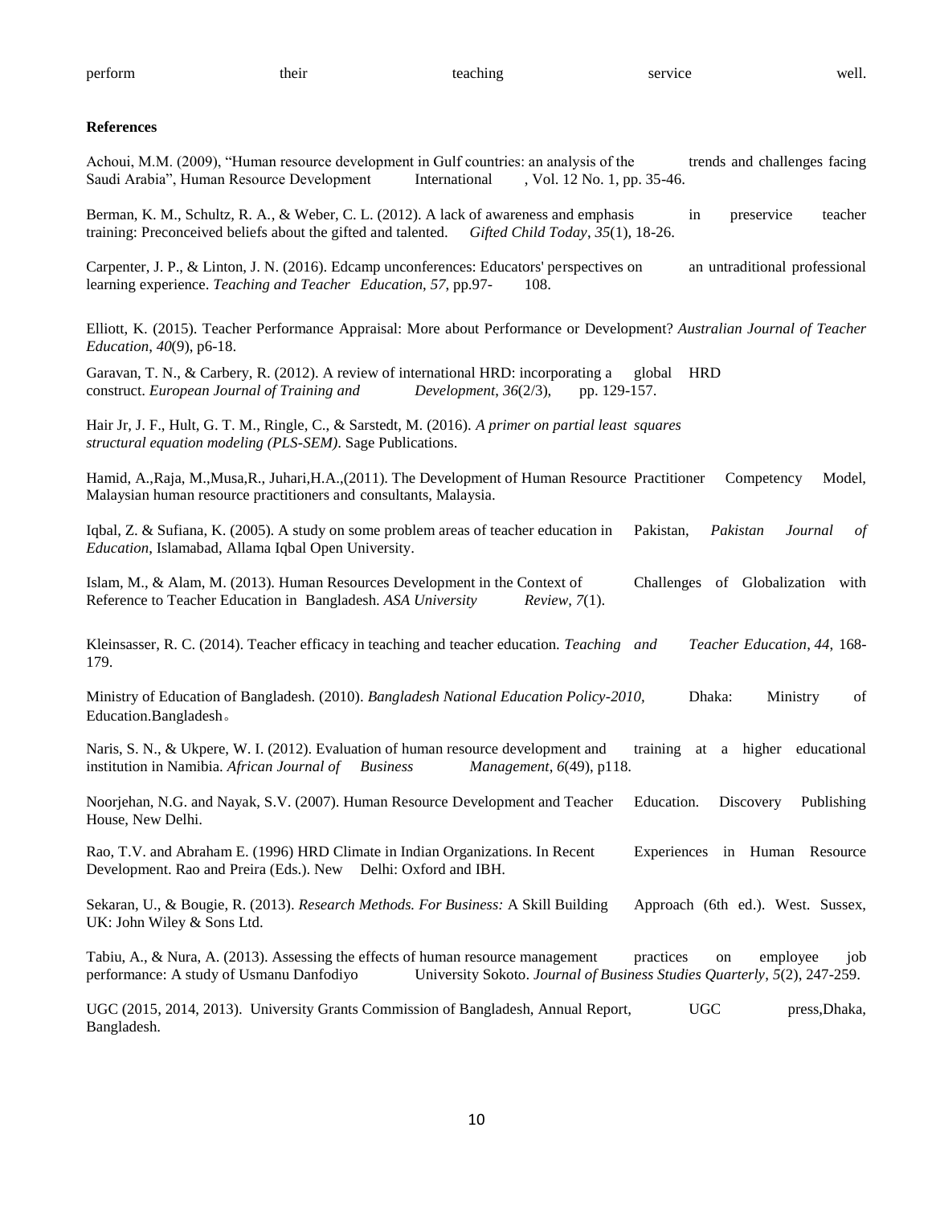perform their teaching service well.

**References**

Achoui, M.M. (2009), "Human resource development in Gulf countries: an analysis of the trends and challenges facing Saudi Arabia", Human Resource Development International , Vol. 12 No. 1, pp. 35-46.

Berman, K. M., Schultz, R. A., & Weber, C. L. (2012). A lack of awareness and emphasis in preservice teacher training: Preconceived beliefs about the gifted and talented. *Gifted Child Today*, *35*(1), 18-26.

Carpenter, J. P., & Linton, J. N. (2016). Edcamp unconferences: Educators' perspectives on an untraditional professional learning experience. *Teaching and Teacher Education*, *57*, pp.97- 108.

Elliott, K. (2015). Teacher Performance Appraisal: More about Performance or Development? *Australian Journal of Teacher Education*, *40*(9), p6-18.

Garavan, T. N., & Carbery, R. (2012). A review of international HRD: incorporating a global HRD construct. *European Journal of Training and Development*, *36*(2/3), pp. 129-157.

Hair Jr, J. F., Hult, G. T. M., Ringle, C., & Sarstedt, M. (2016). *A primer on partial least squares structural equation modeling (PLS-SEM)*. Sage Publications.

Hamid, A.,Raja, M.,Musa,R., Juhari,H.A.,(2011). The Development of Human Resource Practitioner Competency Model, Malaysian human resource practitioners and consultants, Malaysia.

Iqbal, Z. & Sufiana, K. (2005). A study on some problem areas of teacher education in Pakistan, *Pakistan Journal of Education*, Islamabad, Allama Iqbal Open University.

Islam, M., & Alam, M. (2013). Human Resources Development in the Context of Challenges of Globalization with Reference to Teacher Education in Bangladesh. *ASA University Review*, *7*(1).

Kleinsasser, R. C. (2014). Teacher efficacy in teaching and teacher education. *Teaching and Teacher Education*, *44*, 168-179.

Ministry of Education of Bangladesh. (2010). *Bangladesh National Education Policy-2010*, Dhaka: Ministry of Education.Bangladesh。

Naris, S. N., & Ukpere, W. I. (2012). Evaluation of human resource development and training at a higher educational institution in Namibia. *African Journal of Business Management*, *6*(49), p118.

Noorjehan, N.G. and Nayak, S.V. (2007). Human Resource Development and Teacher Education. Discovery Publishing House, New Delhi.

Rao, T.V. and Abraham E. (1996) HRD Climate in Indian Organizations. In Recent Experiences in Human Resource Development. Rao and Preira (Eds.). New Delhi: Oxford and IBH.

Sekaran, U., & Bougie, R. (2013). *Research Methods. For Business:* A Skill Building Approach (6th ed.). West. Sussex, UK: John Wiley & Sons Ltd.

Tabiu, A., & Nura, A. (2013). Assessing the effects of human resource management practices on employee job performance: A study of Usmanu Danfodiyo University Sokoto. *Journal of Business Studies Quarterly*, *5*(2), 247-259.

UGC (2015, 2014, 2013). University Grants Commission of Bangladesh, Annual Report, UGC press,Dhaka, Bangladesh.